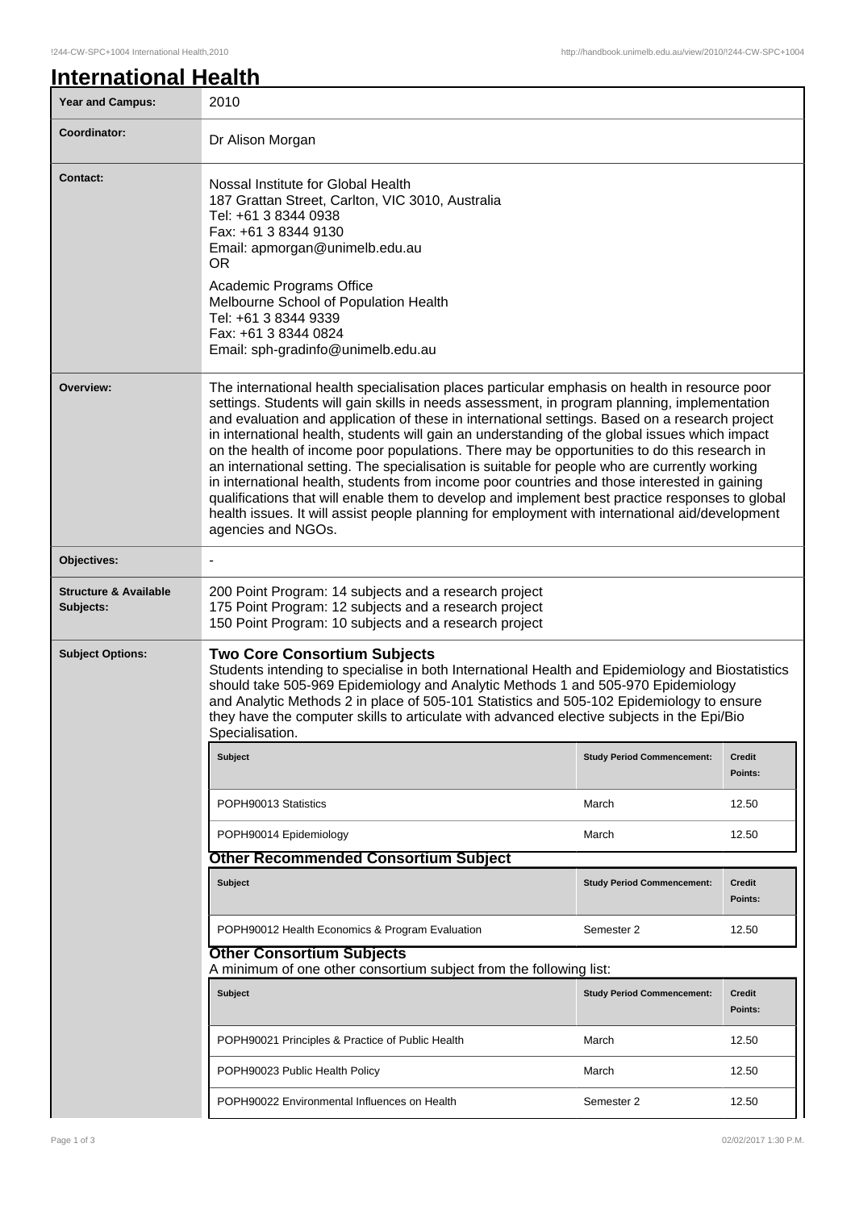# International Health

| | |
|---|---|
| **Year and Campus:** | 2010 |
| **Coordinator:** | Dr Alison Morgan |
| **Contact:** | Nossal Institute for Global Health<br>187 Grattan Street, Carlton, VIC 3010, Australia<br>Tel: +61 3 8344 0938<br>Fax: +61 3 8344 9130<br>Email: apmorgan@unimelb.edu.au<br>OR<br>Academic Programs Office<br>Melbourne School of Population Health<br>Tel: +61 3 8344 9339<br>Fax: +61 3 8344 0824<br>Email: sph-gradinfo@unimelb.edu.au |
| **Overview:** | The international health specialisation places particular emphasis on health in resource poor settings. Students will gain skills in needs assessment, in program planning, implementation and evaluation and application of these in international settings. Based on a research project in international health, students will gain an understanding of the global issues which impact on the health of income poor populations. There may be opportunities to do this research in an international setting. The specialisation is suitable for people who are currently working in international health, students from income poor countries and those interested in gaining qualifications that will enable them to develop and implement best practice responses to global health issues. It will assist people planning for employment with international aid/development agencies and NGOs. |
| **Objectives:** | - |
| **Structure & Available Subjects:** | 200 Point Program: 14 subjects and a research project<br>175 Point Program: 12 subjects and a research project<br>150 Point Program: 10 subjects and a research project |

**Subject Options:**

### Two Core Consortium Subjects

Students intending to specialise in both International Health and Epidemiology and Biostatistics should take 505-969 Epidemiology and Analytic Methods 1 and 505-970 Epidemiology and Analytic Methods 2 in place of 505-101 Statistics and 505-102 Epidemiology to ensure they have the computer skills to articulate with advanced elective subjects in the Epi/Bio Specialisation.

| Subject | Study Period Commencement: | Credit Points: |
|---|---|---|
| POPH90013 Statistics | March | 12.50 |
| POPH90014 Epidemiology | March | 12.50 |

### Other Recommended Consortium Subject

| Subject | Study Period Commencement: | Credit Points: |
|---|---|---|
| POPH90012 Health Economics & Program Evaluation | Semester 2 | 12.50 |

### Other Consortium Subjects

A minimum of one other consortium subject from the following list:

| Subject | Study Period Commencement: | Credit Points: |
|---|---|---|
| POPH90021 Principles & Practice of Public Health | March | 12.50 |
| POPH90023 Public Health Policy | March | 12.50 |
| POPH90022 Environmental Influences on Health | Semester 2 | 12.50 |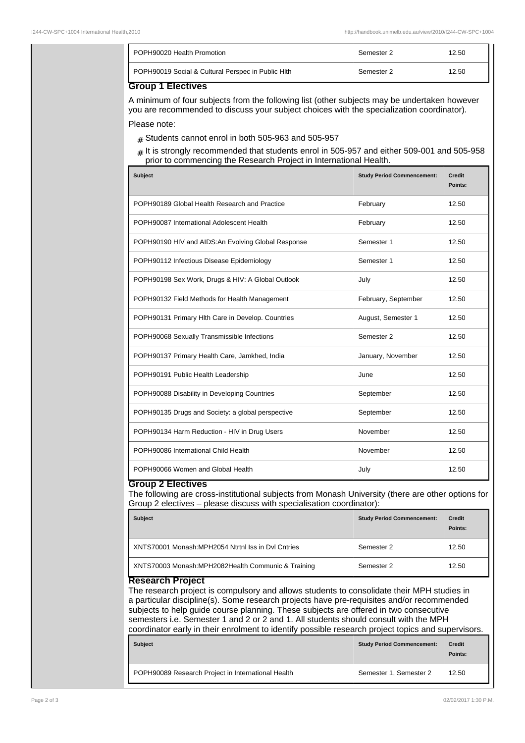| | | |
|---|---|---|
| POPH90020 Health Promotion | Semester 2 | 12.50 |
| POPH90019 Social & Cultural Perspec in Public Hlth | Semester 2 | 12.50 |

### Group 1 Electives

A minimum of four subjects from the following list (other subjects may be undertaken however you are recommended to discuss your subject choices with the specialization coordinator).

Please note:

- Students cannot enrol in both 505-963 and 505-957
- It is strongly recommended that students enrol in 505-957 and either 509-001 and 505-958 prior to commencing the Research Project in International Health.

| Subject | Study Period Commencement: | Credit Points: |
|---|---|---|
| POPH90189 Global Health Research and Practice | February | 12.50 |
| POPH90087 International Adolescent Health | February | 12.50 |
| POPH90190 HIV and AIDS:An Evolving Global Response | Semester 1 | 12.50 |
| POPH90112 Infectious Disease Epidemiology | Semester 1 | 12.50 |
| POPH90198 Sex Work, Drugs & HIV: A Global Outlook | July | 12.50 |
| POPH90132 Field Methods for Health Management | February, September | 12.50 |
| POPH90131 Primary Hlth Care in Develop. Countries | August, Semester 1 | 12.50 |
| POPH90068 Sexually Transmissible Infections | Semester 2 | 12.50 |
| POPH90137 Primary Health Care, Jamkhed, India | January, November | 12.50 |
| POPH90191 Public Health Leadership | June | 12.50 |
| POPH90088 Disability in Developing Countries | September | 12.50 |
| POPH90135 Drugs and Society: a global perspective | September | 12.50 |
| POPH90134 Harm Reduction - HIV in Drug Users | November | 12.50 |
| POPH90086 International Child Health | November | 12.50 |
| POPH90066 Women and Global Health | July | 12.50 |

### Group 2 Electives

The following are cross-institutional subjects from Monash University (there are other options for Group 2 electives – please discuss with specialisation coordinator):

| Subject | Study Period Commencement: | Credit Points: |
|---|---|---|
| XNTS70001 Monash:MPH2054 Ntrtnl Iss in Dvl Cntries | Semester 2 | 12.50 |
| XNTS70003 Monash:MPH2082Health Communic & Training | Semester 2 | 12.50 |

### Research Project

The research project is compulsory and allows students to consolidate their MPH studies in a particular discipline(s). Some research projects have pre-requisites and/or recommended subjects to help guide course planning. These subjects are offered in two consecutive semesters i.e. Semester 1 and 2 or 2 and 1. All students should consult with the MPH coordinator early in their enrolment to identify possible research project topics and supervisors.

| Subject | Study Period Commencement: | Credit Points: |
|---|---|---|
| POPH90089 Research Project in International Health | Semester 1, Semester 2 | 12.50 |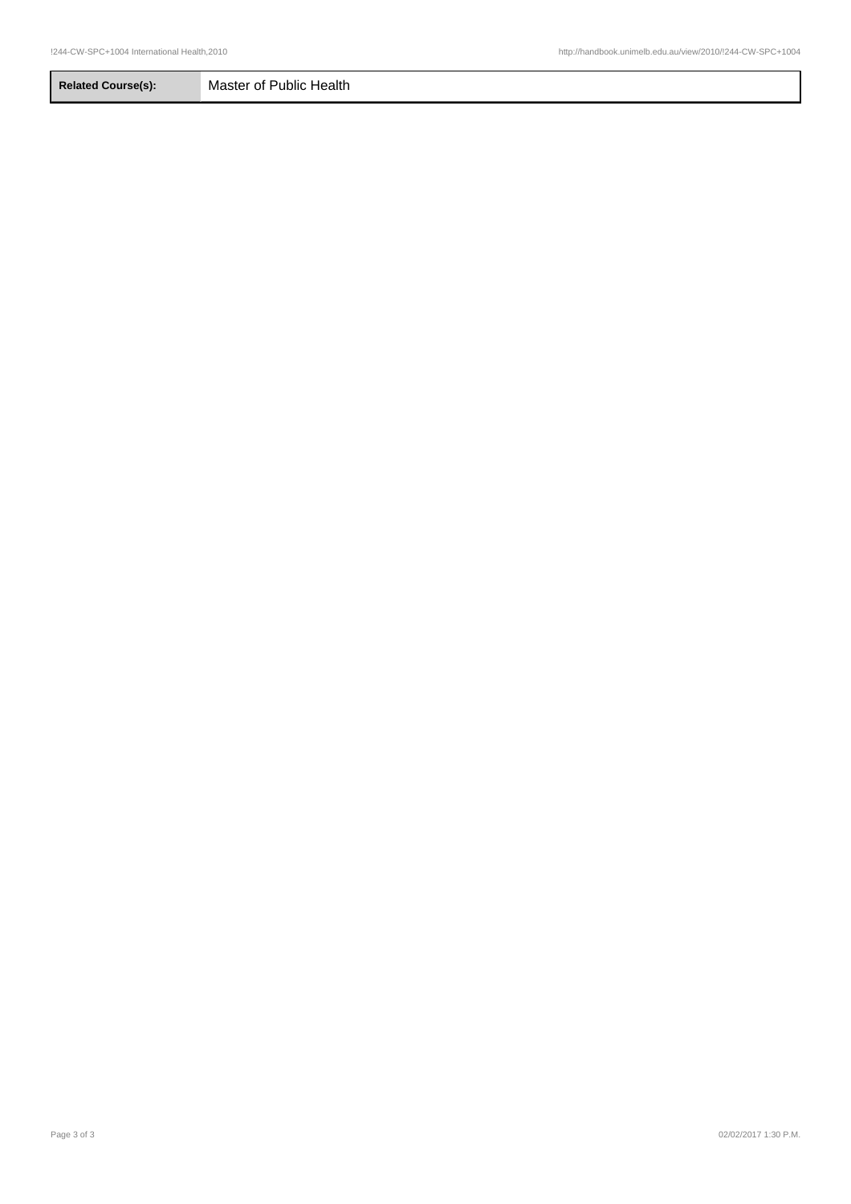| | |
|---|---|
| **Related Course(s):** | Master of Public Health |